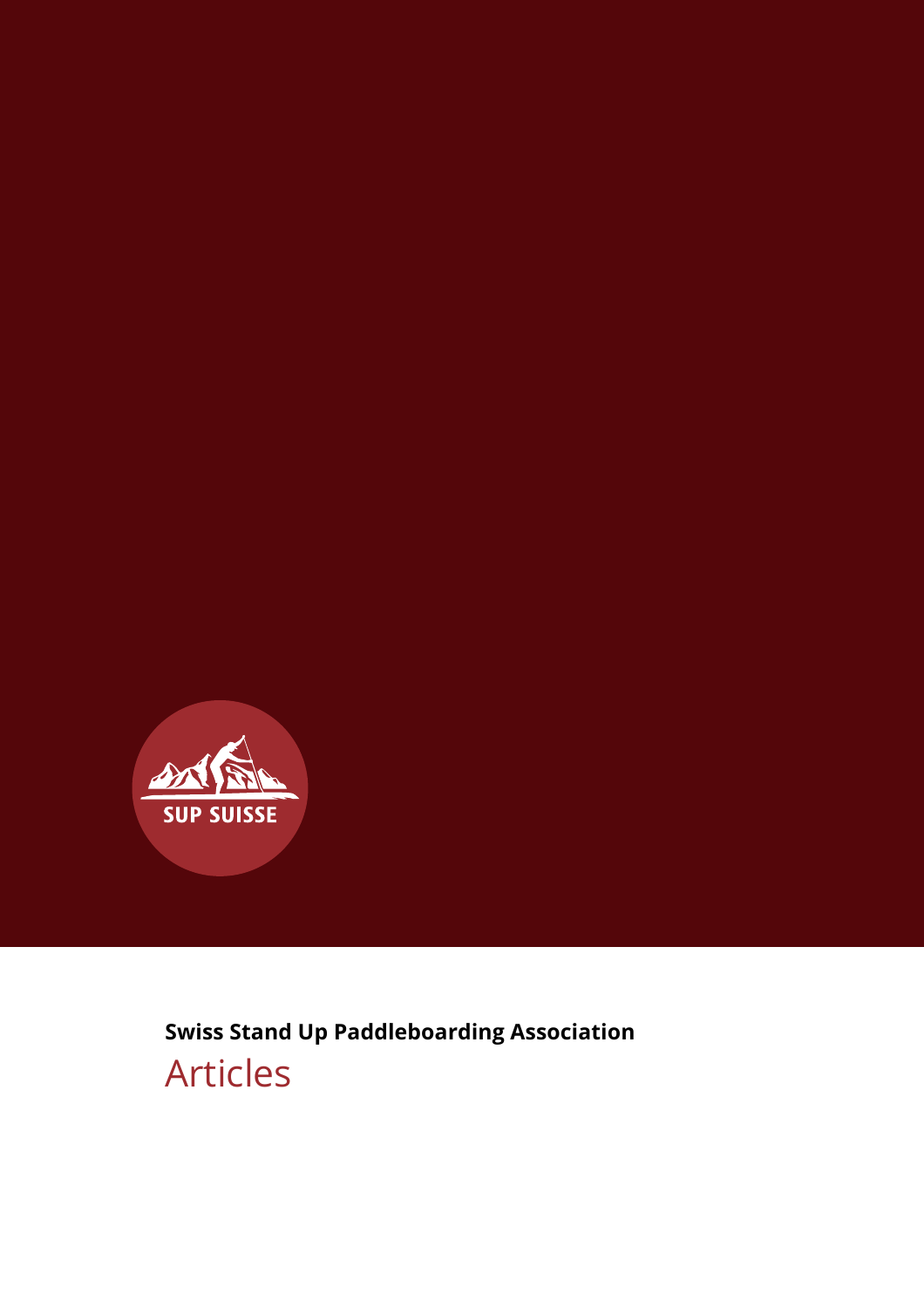**Swiss Stand Up Paddleboarding Association**

# Articles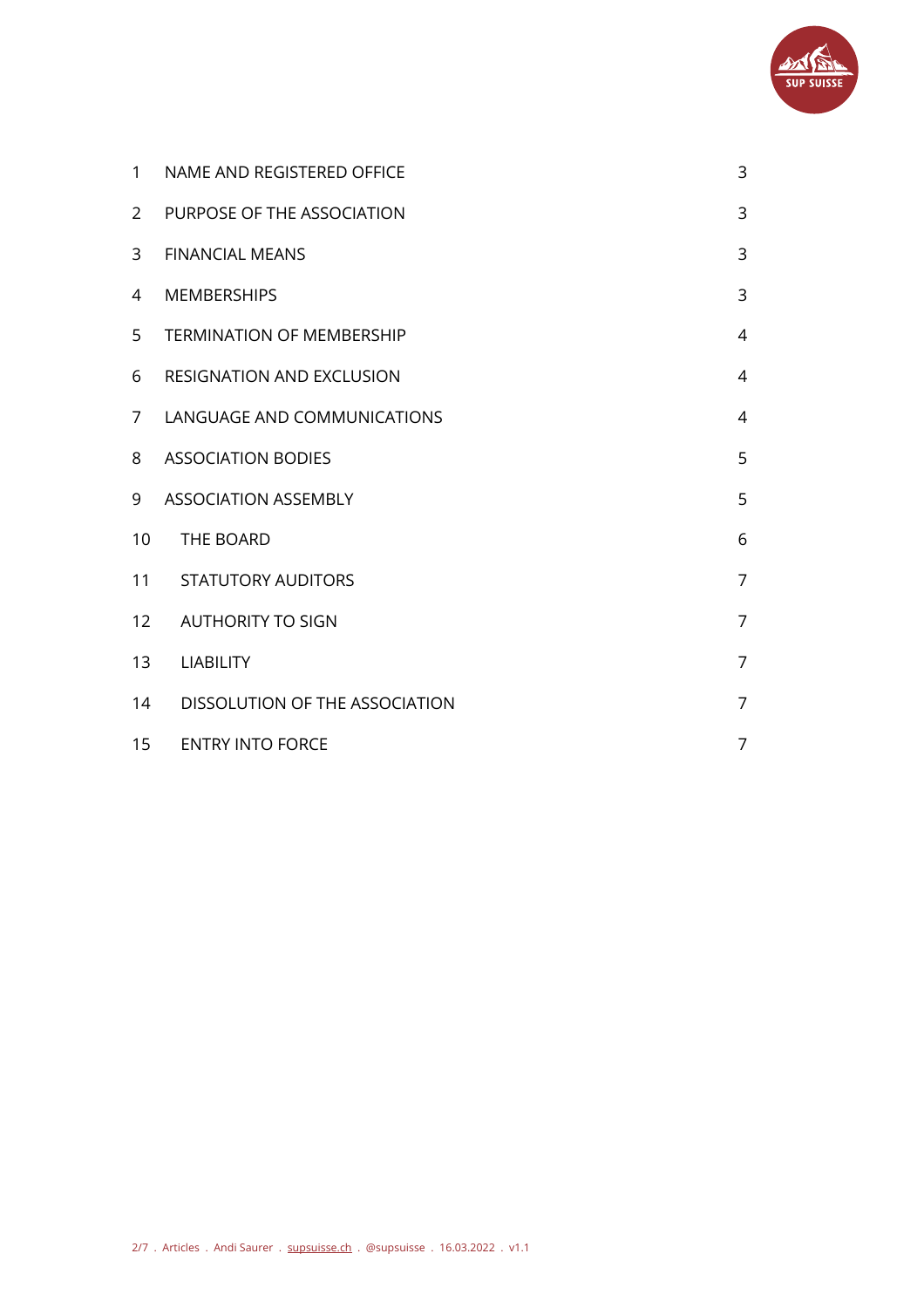| | | |
|---|---|---|
| 1 | NAME AND REGISTERED OFFICE | 3 |
| 2 | PURPOSE OF THE ASSOCIATION | 3 |
| 3 | FINANCIAL MEANS | 3 |
| 4 | MEMBERSHIPS | 3 |
| 5 | TERMINATION OF MEMBERSHIP | 4 |
| 6 | RESIGNATION AND EXCLUSION | 4 |
| 7 | LANGUAGE AND COMMUNICATIONS | 4 |
| 8 | ASSOCIATION BODIES | 5 |
| 9 | ASSOCIATION ASSEMBLY | 5 |
| 10 | THE BOARD | 6 |
| 11 | STATUTORY AUDITORS | 7 |
| 12 | AUTHORITY TO SIGN | 7 |
| 13 | LIABILITY | 7 |
| 14 | DISSOLUTION OF THE ASSOCIATION | 7 |
| 15 | ENTRY INTO FORCE | 7 |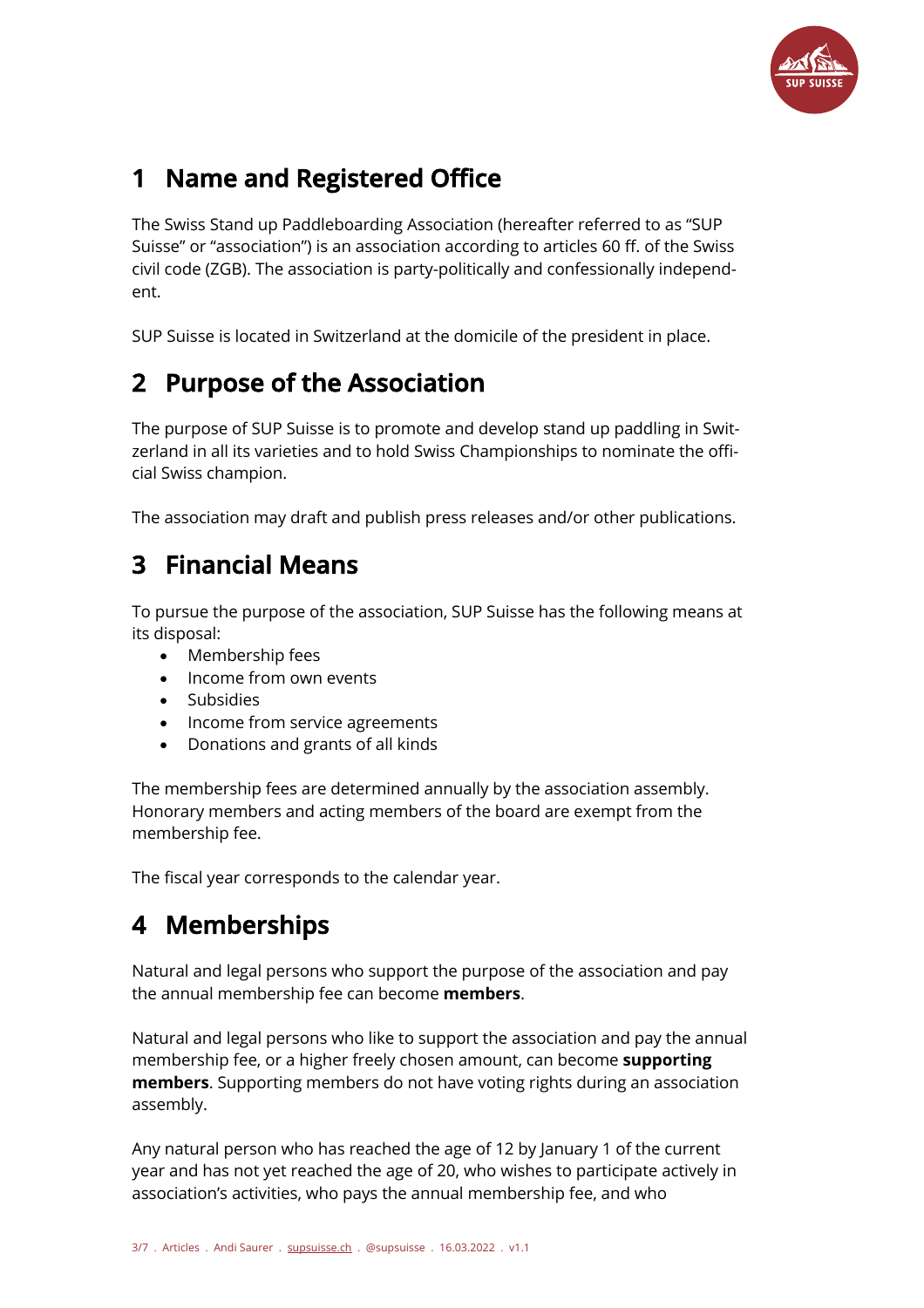# 1 Name and Registered Office

The Swiss Stand up Paddleboarding Association (hereafter referred to as "SUP Suisse" or "association") is an association according to articles 60 ff. of the Swiss civil code (ZGB). The association is party-politically and confessionally independent.

SUP Suisse is located in Switzerland at the domicile of the president in place.

# 2 Purpose of the Association

The purpose of SUP Suisse is to promote and develop stand up paddling in Switzerland in all its varieties and to hold Swiss Championships to nominate the official Swiss champion.

The association may draft and publish press releases and/or other publications.

# 3 Financial Means

To pursue the purpose of the association, SUP Suisse has the following means at its disposal:

- Membership fees
- Income from own events
- Subsidies
- Income from service agreements
- Donations and grants of all kinds

The membership fees are determined annually by the association assembly. Honorary members and acting members of the board are exempt from the membership fee.

The fiscal year corresponds to the calendar year.

# 4 Memberships

Natural and legal persons who support the purpose of the association and pay the annual membership fee can become **members**.

Natural and legal persons who like to support the association and pay the annual membership fee, or a higher freely chosen amount, can become **supporting members**. Supporting members do not have voting rights during an association assembly.

Any natural person who has reached the age of 12 by January 1 of the current year and has not yet reached the age of 20, who wishes to participate actively in association's activities, who pays the annual membership fee, and who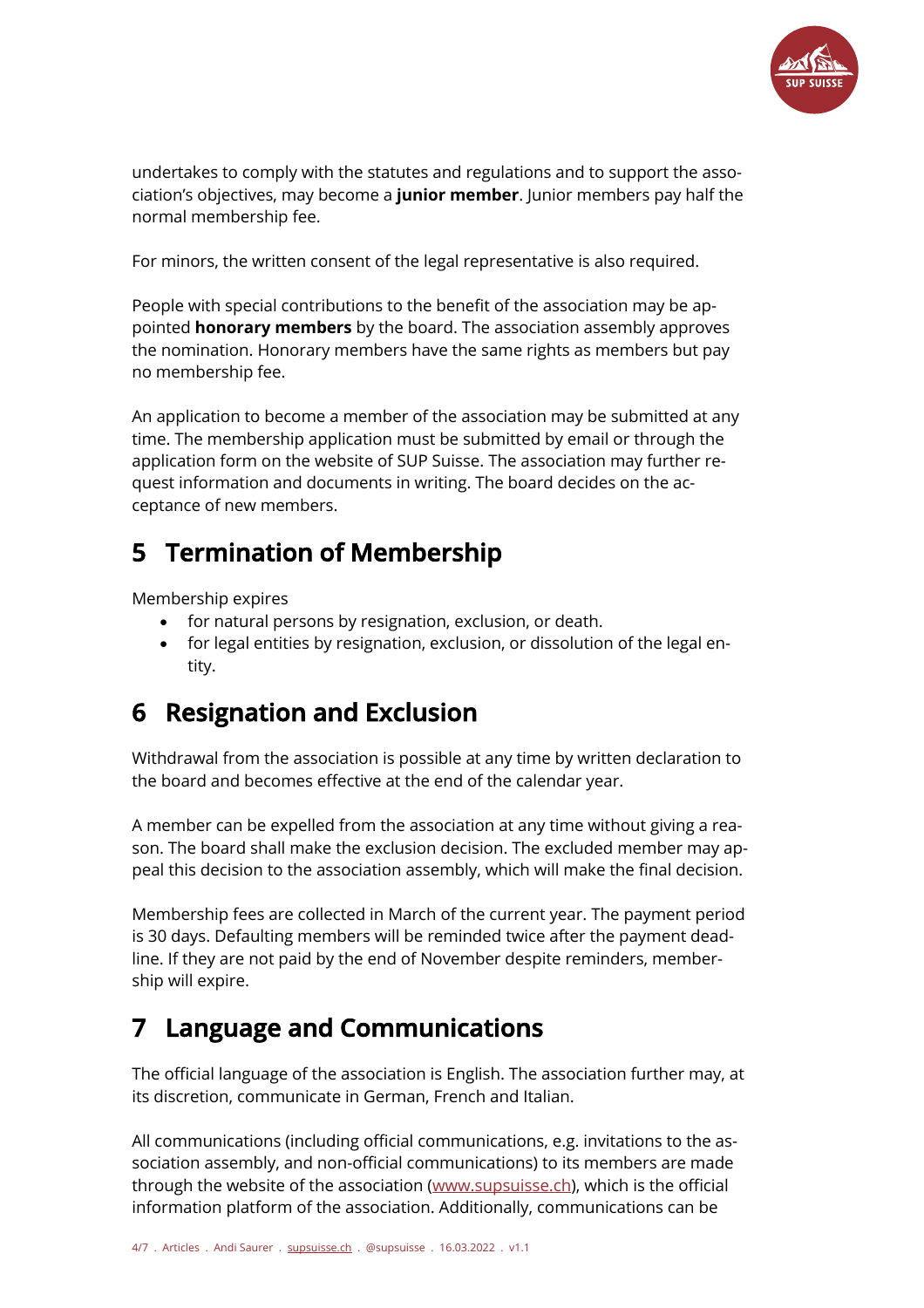undertakes to comply with the statutes and regulations and to support the association's objectives, may become a **junior member**. Junior members pay half the normal membership fee.

For minors, the written consent of the legal representative is also required.

People with special contributions to the benefit of the association may be appointed **honorary members** by the board. The association assembly approves the nomination. Honorary members have the same rights as members but pay no membership fee.

An application to become a member of the association may be submitted at any time. The membership application must be submitted by email or through the application form on the website of SUP Suisse. The association may further request information and documents in writing. The board decides on the acceptance of new members.

## 5 Termination of Membership

Membership expires

- for natural persons by resignation, exclusion, or death.
- for legal entities by resignation, exclusion, or dissolution of the legal entity.

## 6 Resignation and Exclusion

Withdrawal from the association is possible at any time by written declaration to the board and becomes effective at the end of the calendar year.

A member can be expelled from the association at any time without giving a reason. The board shall make the exclusion decision. The excluded member may appeal this decision to the association assembly, which will make the final decision.

Membership fees are collected in March of the current year. The payment period is 30 days. Defaulting members will be reminded twice after the payment deadline. If they are not paid by the end of November despite reminders, membership will expire.

## 7 Language and Communications

The official language of the association is English. The association further may, at its discretion, communicate in German, French and Italian.

All communications (including official communications, e.g. invitations to the association assembly, and non-official communications) to its members are made through the website of the association (www.supsuisse.ch), which is the official information platform of the association. Additionally, communications can be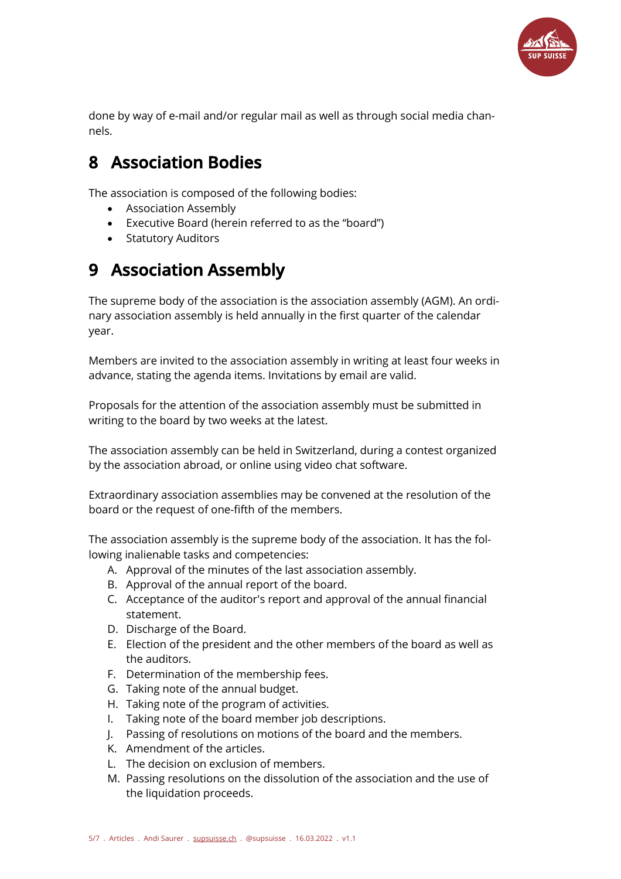done by way of e-mail and/or regular mail as well as through social media channels.

# 8 Association Bodies

The association is composed of the following bodies:

- Association Assembly
- Executive Board (herein referred to as the "board")
- Statutory Auditors

# 9 Association Assembly

The supreme body of the association is the association assembly (AGM). An ordinary association assembly is held annually in the first quarter of the calendar year.

Members are invited to the association assembly in writing at least four weeks in advance, stating the agenda items. Invitations by email are valid.

Proposals for the attention of the association assembly must be submitted in writing to the board by two weeks at the latest.

The association assembly can be held in Switzerland, during a contest organized by the association abroad, or online using video chat software.

Extraordinary association assemblies may be convened at the resolution of the board or the request of one-fifth of the members.

The association assembly is the supreme body of the association. It has the following inalienable tasks and competencies:

A. Approval of the minutes of the last association assembly.
B. Approval of the annual report of the board.
C. Acceptance of the auditor's report and approval of the annual financial statement.
D. Discharge of the Board.
E. Election of the president and the other members of the board as well as the auditors.
F. Determination of the membership fees.
G. Taking note of the annual budget.
H. Taking note of the program of activities.
I. Taking note of the board member job descriptions.
J. Passing of resolutions on motions of the board and the members.
K. Amendment of the articles.
L. The decision on exclusion of members.
M. Passing resolutions on the dissolution of the association and the use of the liquidation proceeds.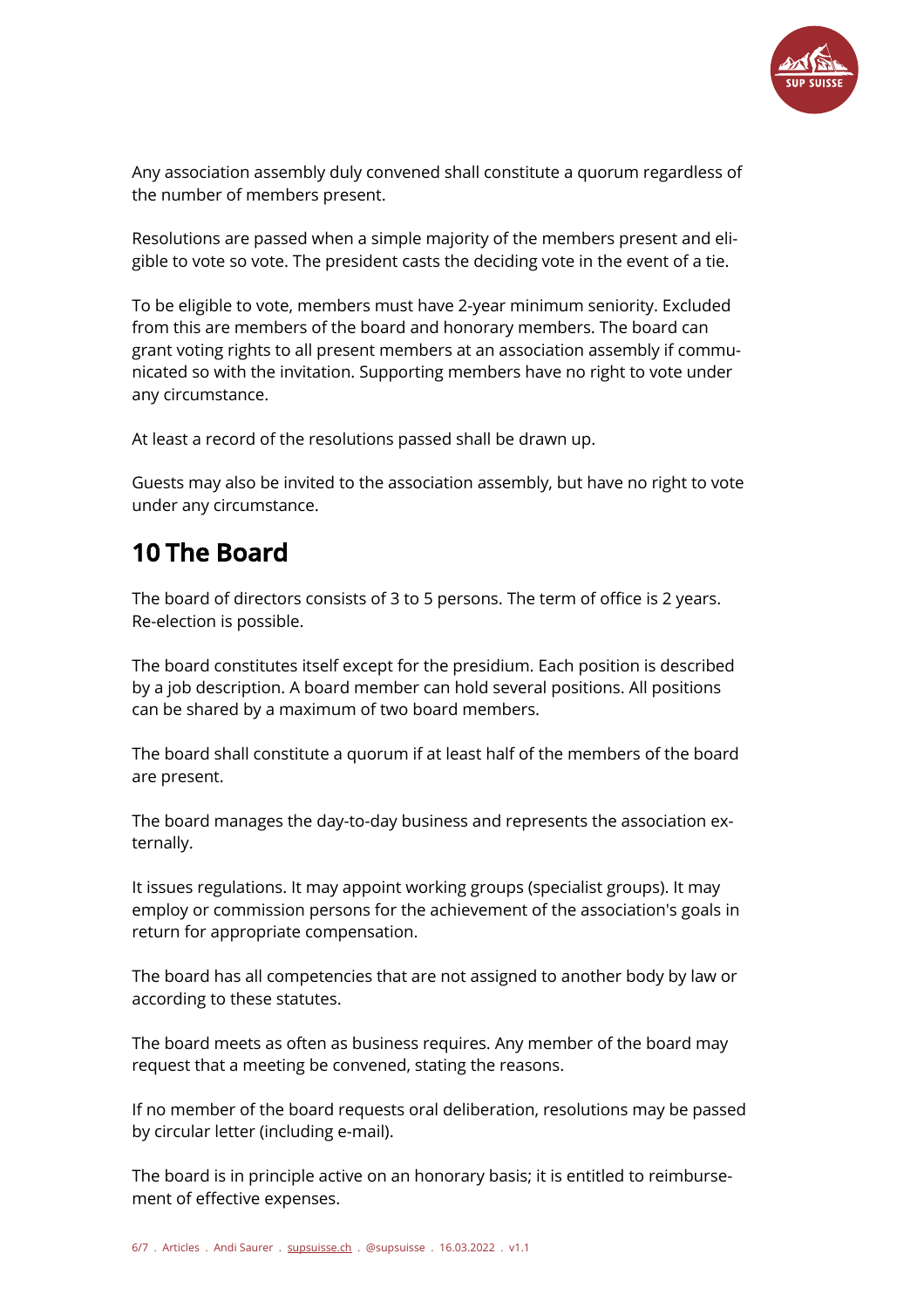Any association assembly duly convened shall constitute a quorum regardless of the number of members present.

Resolutions are passed when a simple majority of the members present and eligible to vote so vote. The president casts the deciding vote in the event of a tie.

To be eligible to vote, members must have 2-year minimum seniority. Excluded from this are members of the board and honorary members. The board can grant voting rights to all present members at an association assembly if communicated so with the invitation. Supporting members have no right to vote under any circumstance.

At least a record of the resolutions passed shall be drawn up.

Guests may also be invited to the association assembly, but have no right to vote under any circumstance.

## 10 The Board

The board of directors consists of 3 to 5 persons. The term of office is 2 years. Re-election is possible.

The board constitutes itself except for the presidium. Each position is described by a job description. A board member can hold several positions. All positions can be shared by a maximum of two board members.

The board shall constitute a quorum if at least half of the members of the board are present.

The board manages the day-to-day business and represents the association externally.

It issues regulations. It may appoint working groups (specialist groups). It may employ or commission persons for the achievement of the association's goals in return for appropriate compensation.

The board has all competencies that are not assigned to another body by law or according to these statutes.

The board meets as often as business requires. Any member of the board may request that a meeting be convened, stating the reasons.

If no member of the board requests oral deliberation, resolutions may be passed by circular letter (including e-mail).

The board is in principle active on an honorary basis; it is entitled to reimbursement of effective expenses.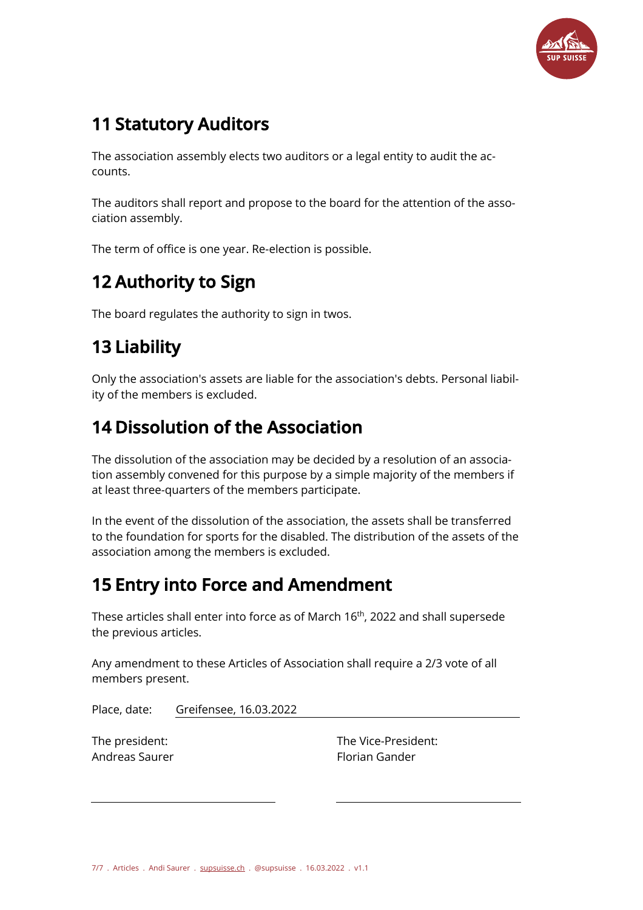## 11 Statutory Auditors

The association assembly elects two auditors or a legal entity to audit the accounts.

The auditors shall report and propose to the board for the attention of the association assembly.

The term of office is one year. Re-election is possible.

## 12 Authority to Sign

The board regulates the authority to sign in twos.

## 13 Liability

Only the association's assets are liable for the association's debts. Personal liability of the members is excluded.

## 14 Dissolution of the Association

The dissolution of the association may be decided by a resolution of an association assembly convened for this purpose by a simple majority of the members if at least three-quarters of the members participate.

In the event of the dissolution of the association, the assets shall be transferred to the foundation for sports for the disabled. The distribution of the assets of the association among the members is excluded.

## 15 Entry into Force and Amendment

These articles shall enter into force as of March 16th, 2022 and shall supersede the previous articles.

Any amendment to these Articles of Association shall require a 2/3 vote of all members present.

Place, date: Greifensee, 16.03.2022

The president:
Andreas Saurer

The Vice-President:
Florian Gander